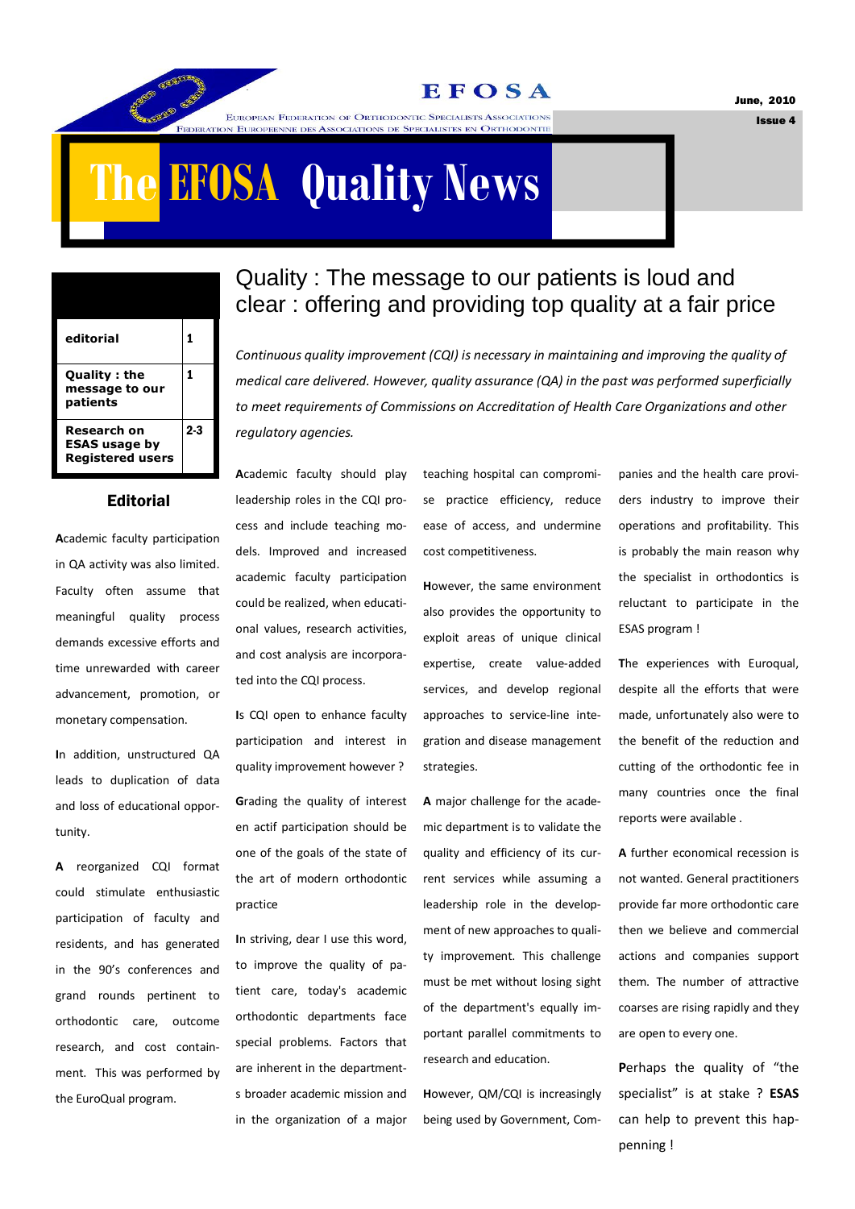EFOSA

European Federation of Orthodontic Specialists Associations
Fédération Européenne des Associations de Spécialistes en Orthodontie

June, 2010

Issue 4

# The EFOSA Quality News

| | |
|---|---|
| editorial | 1 |
| Quality : the message to our patients | 1 |
| Research on ESAS usage by Registered users | 2-3 |

## Editorial

Academic faculty participation in QA activity was also limited. Faculty often assume that meaningful quality process demands excessive efforts and time unrewarded with career advancement, promotion, or monetary compensation.

In addition, unstructured QA leads to duplication of data and loss of educational opportunity.

A reorganized CQI format could stimulate enthusiastic participation of faculty and residents, and has generated in the 90's conferences and grand rounds pertinent to orthodontic care, outcome research, and cost containment. This was performed by the EuroQual program.

## Quality : The message to our patients is loud and clear : offering and providing top quality at a fair price

*Continuous quality improvement (CQI) is necessary in maintaining and improving the quality of medical care delivered. However, quality assurance (QA) in the past was performed superficially to meet requirements of Commissions on Accreditation of Health Care Organizations and other regulatory agencies.*

Academic faculty should play leadership roles in the CQI process and include teaching models. Improved and increased academic faculty participation could be realized, when educational values, research activities, and cost analysis are incorporated into the CQI process.

Is CQI open to enhance faculty participation and interest in quality improvement however ?

Grading the quality of interest en actif participation should be one of the goals of the state of the art of modern orthodontic practice

In striving, dear I use this word, to improve the quality of patient care, today's academic orthodontic departments face special problems. Factors that are inherent in the departments broader academic mission and in the organization of a major teaching hospital can compromise practice efficiency, reduce ease of access, and undermine cost competitiveness.

However, the same environment also provides the opportunity to exploit areas of unique clinical expertise, create value-added services, and develop regional approaches to service-line integration and disease management strategies.

A major challenge for the academic department is to validate the quality and efficiency of its current services while assuming a leadership role in the development of new approaches to quality improvement. This challenge must be met without losing sight of the department's equally important parallel commitments to research and education.

However, QM/CQI is increasingly being used by Government, Companies and the health care providers industry to improve their operations and profitability. This is probably the main reason why the specialist in orthodontics is reluctant to participate in the ESAS program !

The experiences with Euroqual, despite all the efforts that were made, unfortunately also were to the benefit of the reduction and cutting of the orthodontic fee in many countries once the final reports were available .

A further economical recession is not wanted. General practitioners provide far more orthodontic care then we believe and commercial actions and companies support them. The number of attractive coarses are rising rapidly and they are open to every one.

Perhaps the quality of "the specialist" is at stake ? **ESAS** can help to prevent this happening !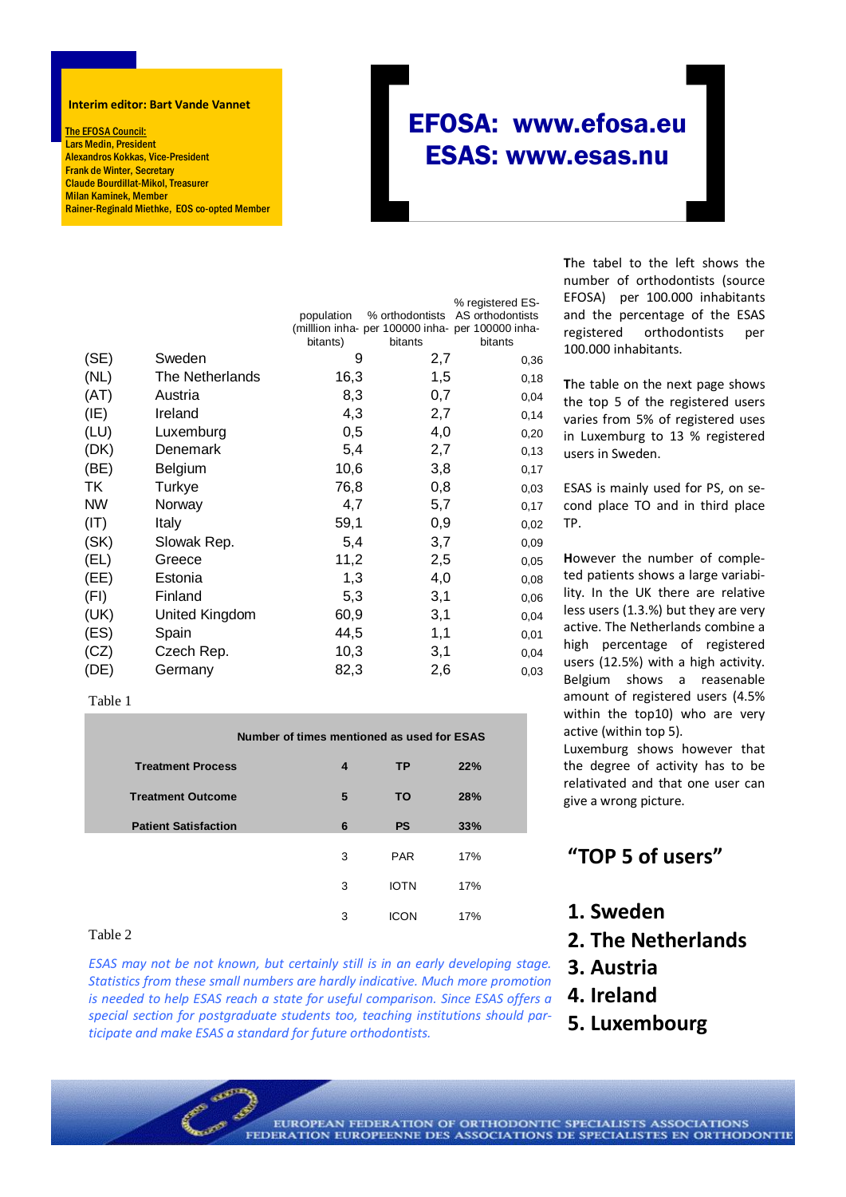**Interim editor: Bart Vande Vannet**

The EFOSA Council:
Lars Medin, President
Alexandros Kokkas, Vice-President
Frank de Winter, Secretary
Claude Bourdillat-Mikol, Treasurer
Milan Kaminek, Member
Rainer-Reginald Miethke, EOS co-opted Member

## EFOSA: www.efosa.eu
## ESAS: www.esas.nu

| | | population (milllion inha-bitants) | % orthodontists per 100000 inha-bitants | % registered ES-AS orthodontists per 100000 inha-bitants |
|---|---|---|---|---|
| (SE) | Sweden | 9 | 2,7 | 0,36 |
| (NL) | The Netherlands | 16,3 | 1,5 | 0,18 |
| (AT) | Austria | 8,3 | 0,7 | 0,04 |
| (IE) | Ireland | 4,3 | 2,7 | 0,14 |
| (LU) | Luxemburg | 0,5 | 4,0 | 0,20 |
| (DK) | Denemark | 5,4 | 2,7 | 0,13 |
| (BE) | Belgium | 10,6 | 3,8 | 0,17 |
| TK | Turkye | 76,8 | 0,8 | 0,03 |
| NW | Norway | 4,7 | 5,7 | 0,17 |
| (IT) | Italy | 59,1 | 0,9 | 0,02 |
| (SK) | Slowak Rep. | 5,4 | 3,7 | 0,09 |
| (EL) | Greece | 11,2 | 2,5 | 0,05 |
| (EE) | Estonia | 1,3 | 4,0 | 0,08 |
| (FI) | Finland | 5,3 | 3,1 | 0,06 |
| (UK) | United Kingdom | 60,9 | 3,1 | 0,04 |
| (ES) | Spain | 44,5 | 1,1 | 0,01 |
| (CZ) | Czech Rep. | 10,3 | 3,1 | 0,04 |
| (DE) | Germany | 82,3 | 2,6 | 0,03 |

Table 1

| Number of times mentioned as used for ESAS | | | |
|---|---|---|---|
| **Treatment Process** | **4** | **TP** | **22%** |
| **Treatment Outcome** | **5** | **TO** | **28%** |
| **Patient Satisfaction** | **6** | **PS** | **33%** |
| | 3 | PAR | 17% |
| | 3 | IOTN | 17% |
| | 3 | ICON | 17% |

Table 2

*ESAS may not be not known, but certainly still is in an early developing stage. Statistics from these small numbers are hardly indicative. Much more promotion is needed to help ESAS reach a state for useful comparison. Since ESAS offers a special section for postgraduate students too, teaching institutions should participate and make ESAS a standard for future orthodontists.*

The tabel to the left shows the number of orthodontists (source EFOSA) per 100.000 inhabitants and the percentage of the ESAS registered orthodontists per 100.000 inhabitants.

The table on the next page shows the top 5 of the registered users varies from 5% of registered uses in Luxemburg to 13 % registered users in Sweden.

ESAS is mainly used for PS, on second place TO and in third place TP.

However the number of completed patients shows a large variability. In the UK there are relative less users (1.3.%) but they are very active. The Netherlands combine a high percentage of registered users (12.5%) with a high activity. Belgium shows a reasenable amount of registered users (4.5% within the top10) who are very active (within top 5).
Luxemburg shows however that the degree of activity has to be relativated and that one user can give a wrong picture.

## "TOP 5 of users"

1. **Sweden**
2. **The Netherlands**
3. **Austria**
4. **Ireland**
5. **Luxembourg**

EUROPEAN FEDERATION OF ORTHODONTIC SPECIALISTS ASSOCIATIONS
FEDERATION EUROPEENNE DES ASSOCIATIONS DE SPECIALISTES EN ORTHODONTIE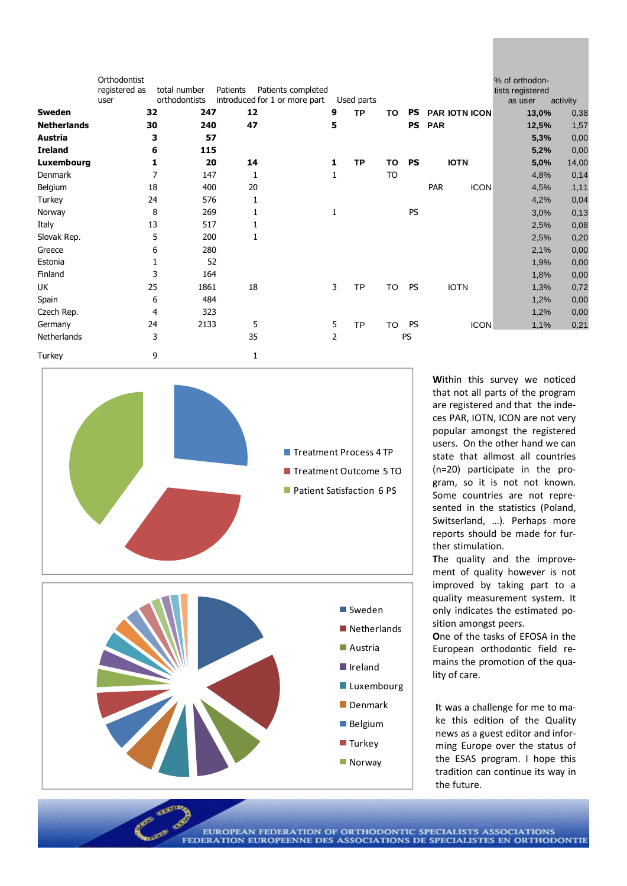| | Orthodontist registered as user | total number orthodontists | Patients introduced for 1 or more part | Patients completed | Used parts | | | | | | % of orthodontists registered as user | activity |
|---|---|---|---|---|---|---|---|---|---|---|---|---|
| **Sweden** | **32** | **247** | **12** | **9** | **TP** | **TO** | **PS** | **PAR** | **IOTN** | **ICON** | **13,0%** | 0,38 |
| **Netherlands** | **30** | **240** | **47** | **5** | | | **PS** | **PAR** | | | **12,5%** | 1,57 |
| **Austria** | **3** | **57** | | | | | | | | | **5,3%** | 0,00 |
| **Ireland** | **6** | **115** | | | | | | | | | **5,2%** | 0,00 |
| **Luxembourg** | **1** | **20** | **14** | **1** | **TP** | **TO** | **PS** | | **IOTN** | | **5,0%** | 14,00 |
| Denmark | 7 | 147 | 1 | 1 | | TO | | | | | 4,8% | 0,14 |
| Belgium | 18 | 400 | 20 | | | | | PAR | | ICON | 4,5% | 1,11 |
| Turkey | 24 | 576 | 1 | | | | | | | | 4,2% | 0,04 |
| Norway | 8 | 269 | 1 | 1 | | | PS | | | | 3,0% | 0,13 |
| Italy | 13 | 517 | 1 | | | | | | | | 2,5% | 0,08 |
| Slovak Rep. | 5 | 200 | 1 | | | | | | | | 2,5% | 0,20 |
| Greece | 6 | 280 | | | | | | | | | 2,1% | 0,00 |
| Estonia | 1 | 52 | | | | | | | | | 1,9% | 0,00 |
| Finland | 3 | 164 | | | | | | | | | 1,8% | 0,00 |
| UK | 25 | 1861 | 18 | 3 | TP | TO | PS | | IOTN | | 1,3% | 0,72 |
| Spain | 6 | 484 | | | | | | | | | 1,2% | 0,00 |
| Czech Rep. | 4 | 323 | | | | | | | | | 1,2% | 0,00 |
| Germany | 24 | 2133 | 5 | 5 | TP | TO | PS | | | ICON | 1,1% | 0,21 |
| Netherlands | 3 | 35 | | 2 | | | PS | | | | | |
| Turkey | 9 | | 1 | | | | | | | | | |

Treatment Process 4 TP
Treatment Outcome 5 TO
Patient Satisfaction 6 PS

Sweden
Netherlands
Austria
Ireland
Luxembourg
Denmark
Belgium
Turkey
Norway

**W**ithin this survey we noticed that not all parts of the program are registered and that the indeces PAR, IOTN, ICON are not very popular amongst the registered users. On the other hand we can state that allmost all countries (n=20) participate in the program, so it is not not known. Some countries are not represented in the statistics (Poland, Switserland, …). Perhaps more reports should be made for further stimulation.

**T**he quality and the improvement of quality however is not improved by taking part to a quality measurement system. It only indicates the estimated position amongst peers.

**O**ne of the tasks of EFOSA in the European orthodontic field remains the promotion of the quality of care.

**I**t was a challenge for me to make this edition of the Quality news as a guest editor and informing Europe over the status of the ESAS program. I hope this tradition can continue its way in the future.

EUROPEAN FEDERATION OF ORTHODONTIC SPECIALISTS ASSOCIATIONS
FEDERATION EUROPEENNE DES ASSOCIATIONS DE SPECIALISTES EN ORTHODONTIE